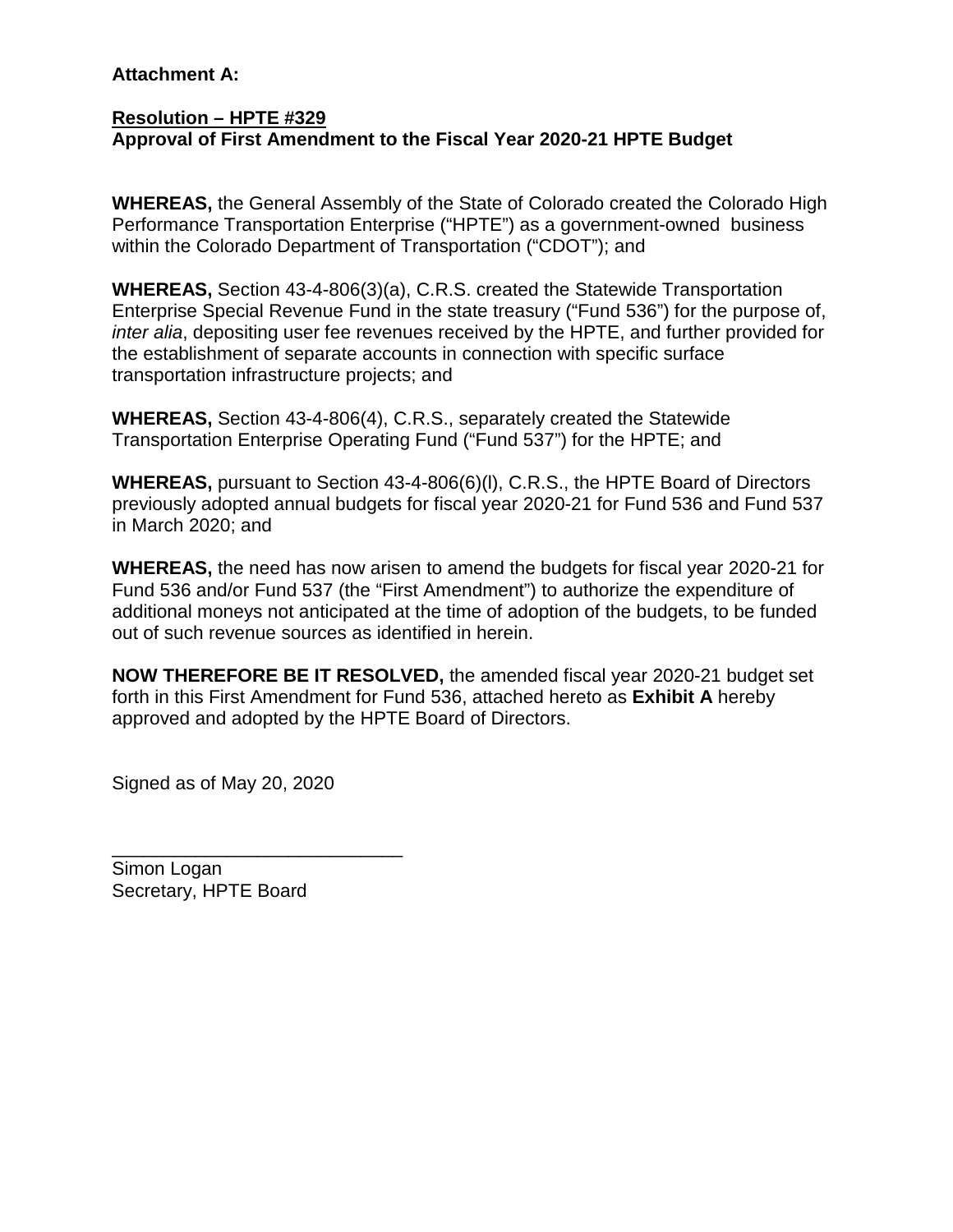**Attachment A:**

**Resolution – HPTE #329**
**Approval of First Amendment to the Fiscal Year 2020-21 HPTE Budget**

**WHEREAS,** the General Assembly of the State of Colorado created the Colorado High Performance Transportation Enterprise ("HPTE") as a government-owned business within the Colorado Department of Transportation ("CDOT"); and

**WHEREAS,** Section 43-4-806(3)(a), C.R.S. created the Statewide Transportation Enterprise Special Revenue Fund in the state treasury ("Fund 536") for the purpose of, *inter alia*, depositing user fee revenues received by the HPTE, and further provided for the establishment of separate accounts in connection with specific surface transportation infrastructure projects; and

**WHEREAS,** Section 43-4-806(4), C.R.S., separately created the Statewide Transportation Enterprise Operating Fund ("Fund 537") for the HPTE; and

**WHEREAS,** pursuant to Section 43-4-806(6)(l), C.R.S., the HPTE Board of Directors previously adopted annual budgets for fiscal year 2020-21 for Fund 536 and Fund 537 in March 2020; and

**WHEREAS,** the need has now arisen to amend the budgets for fiscal year 2020-21 for Fund 536 and/or Fund 537 (the "First Amendment") to authorize the expenditure of additional moneys not anticipated at the time of adoption of the budgets, to be funded out of such revenue sources as identified in herein.

**NOW THEREFORE BE IT RESOLVED,** the amended fiscal year 2020-21 budget set forth in this First Amendment for Fund 536, attached hereto as **Exhibit A** hereby approved and adopted by the HPTE Board of Directors.

Signed as of May 20, 2020

\_\_\_\_\_\_\_\_\_\_\_\_\_\_\_\_\_\_\_\_\_\_\_\_\_\_\_\_\_\_
Simon Logan
Secretary, HPTE Board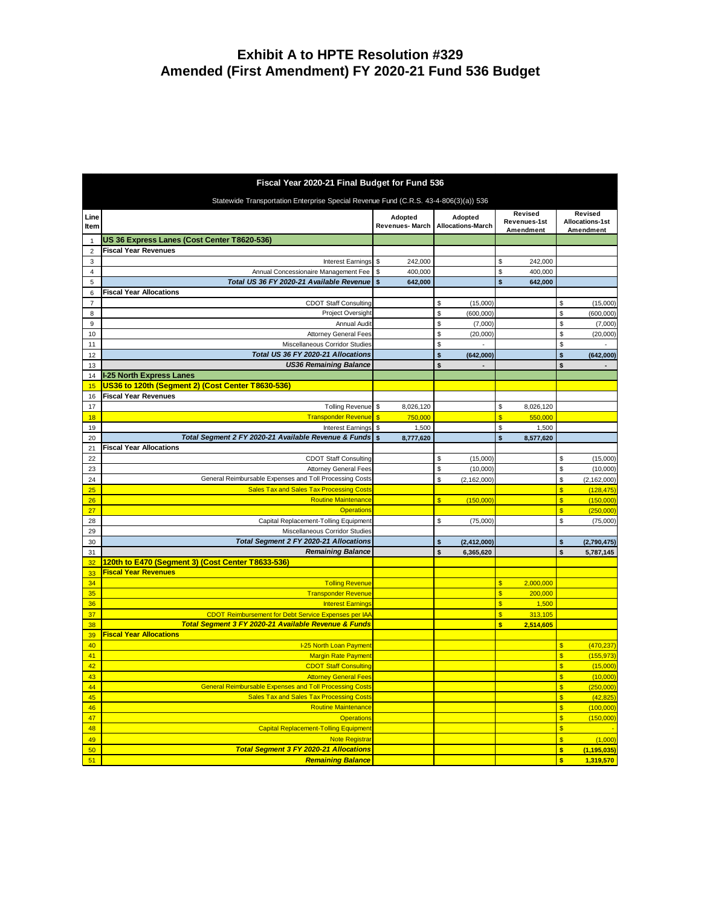# Exhibit A to HPTE Resolution #329
# Amended (First Amendment) FY 2020-21 Fund 536 Budget

| Line Item | Fiscal Year 2020-21 Final Budget for Fund 536<br>Statewide Transportation Enterprise Special Revenue Fund (C.R.S. 43-4-806(3)(a)) 536 | Adopted Revenues- March | Adopted Allocations-March | Revised Revenues-1st Amendment | Revised Allocations-1st Amendment |
|---|---|---|---|---|---|
| 1 | **US 36 Express Lanes (Cost Center T8620-536)** | | | | |
| 2 | **Fiscal Year Revenues** | | | | |
| 3 | Interest Earnings | $ 242,000 | | $ 242,000 | |
| 4 | Annual Concessionaire Management Fee | $ 400,000 | | $ 400,000 | |
| 5 | ***Total US 36 FY 2020-21 Available Revenue*** | **$ 642,000** | | **$ 642,000** | |
| 6 | **Fiscal Year Allocations** | | | | |
| 7 | CDOT Staff Consulting | | $ (15,000) | | $ (15,000) |
| 8 | Project Oversight | | $ (600,000) | | $ (600,000) |
| 9 | Annual Audit | | $ (7,000) | | $ (7,000) |
| 10 | Attorney General Fees | | $ (20,000) | | $ (20,000) |
| 11 | Miscellaneous Corridor Studies | | $ - | | $ - |
| 12 | ***Total US 36 FY 2020-21 Allocations*** | | **$ (642,000)** | | **$ (642,000)** |
| 13 | ***US36 Remaining Balance*** | | **$ -** | | **$ -** |
| 14 | **I-25 North Express Lanes** | | | | |
| 15 | **US36 to 120th (Segment 2) (Cost Center T8630-536)** | | | | |
| 16 | **Fiscal Year Revenues** | | | | |
| 17 | Tolling Revenue | $ 8,026,120 | | $ 8,026,120 | |
| 18 | Transponder Revenue | $ 750,000 | | $ 550,000 | |
| 19 | Interest Earnings | $ 1,500 | | $ 1,500 | |
| 20 | ***Total Segment 2 FY 2020-21 Available Revenue & Funds*** | **$ 8,777,620** | | **$ 8,577,620** | |
| 21 | **Fiscal Year Allocations** | | | | |
| 22 | CDOT Staff Consulting | | $ (15,000) | | $ (15,000) |
| 23 | Attorney General Fees | | $ (10,000) | | $ (10,000) |
| 24 | General Reimbursable Expenses and Toll Processing Costs | | $ (2,162,000) | | $ (2,162,000) |
| 25 | Sales Tax and Sales Tax Processing Costs | | | | $ (128,475) |
| 26 | Routine Maintenance | | $ (150,000) | | $ (150,000) |
| 27 | Operations | | | | $ (250,000) |
| 28 | Capital Replacement-Tolling Equipment | | $ (75,000) | | $ (75,000) |
| 29 | Miscellaneous Corridor Studies | | | | |
| 30 | ***Total Segment 2 FY 2020-21 Allocations*** | | **$ (2,412,000)** | | **$ (2,790,475)** |
| 31 | ***Remaining Balance*** | | **$ 6,365,620** | | **$ 5,787,145** |
| 32 | **120th to E470 (Segment 3) (Cost Center T8633-536)** | | | | |
| 33 | **Fiscal Year Revenues** | | | | |
| 34 | Tolling Revenue | | | $ 2,000,000 | |
| 35 | Transponder Revenue | | | $ 200,000 | |
| 36 | Interest Earnings | | | $ 1,500 | |
| 37 | CDOT Reimbursement for Debt Service Expenses per IAA | | | $ 313,105 | |
| 38 | ***Total Segment 3 FY 2020-21 Available Revenue & Funds*** | | | **$ 2,514,605** | |
| 39 | **Fiscal Year Allocations** | | | | |
| 40 | I-25 North Loan Payment | | | | $ (470,237) |
| 41 | Margin Rate Payment | | | | $ (155,973) |
| 42 | CDOT Staff Consulting | | | | $ (15,000) |
| 43 | Attorney General Fees | | | | $ (10,000) |
| 44 | General Reimbursable Expenses and Toll Processing Costs | | | | $ (250,000) |
| 45 | Sales Tax and Sales Tax Processing Costs | | | | $ (42,825) |
| 46 | Routine Maintenance | | | | $ (100,000) |
| 47 | Operations | | | | $ (150,000) |
| 48 | Capital Replacement-Tolling Equipment | | | | $ - |
| 49 | Note Registrar | | | | $ (1,000) |
| 50 | ***Total Segment 3 FY 2020-21 Allocations*** | | | | **$ (1,195,035)** |
| 51 | ***Remaining Balance*** | | | | **$ 1,319,570** |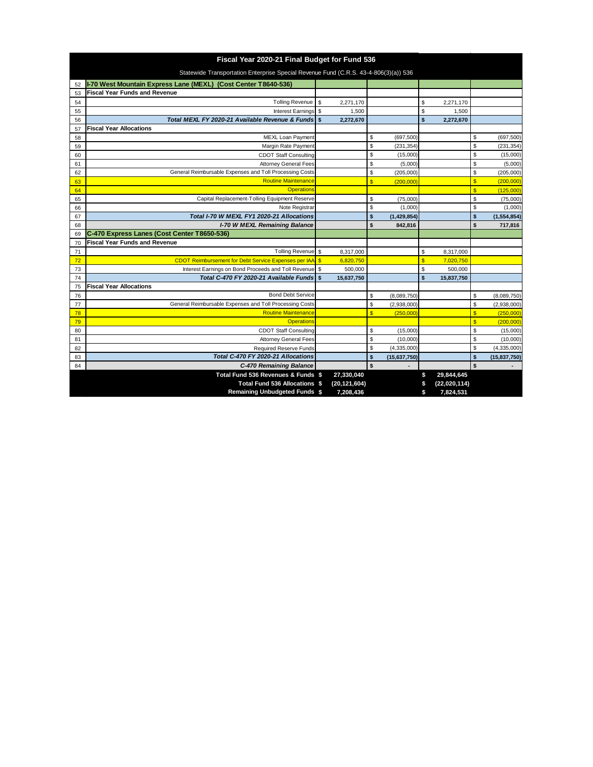## Fiscal Year 2020-21 Final Budget for Fund 536

Statewide Transportation Enterprise Special Revenue Fund (C.R.S. 43-4-806(3)(a)) 536

| | | | | | |
|---|---|---|---|---|---|
| 52 | **I-70 West Mountain Express Lane (MEXL) (Cost Center T8640-536)** | | | | |
| 53 | **Fiscal Year Funds and Revenue** | | | | |
| 54 | Tolling Revenue | $ 2,271,170 | | $ 2,271,170 | |
| 55 | Interest Earnings | $ 1,500 | | $ 1,500 | |
| 56 | ***Total MEXL FY 2020-21 Available Revenue & Funds*** | **$ 2,272,670** | | **$ 2,272,670** | |
| 57 | **Fiscal Year Allocations** | | | | |
| 58 | MEXL Loan Payment | | $ (697,500) | | $ (697,500) |
| 59 | Margin Rate Payment | | $ (231,354) | | $ (231,354) |
| 60 | CDOT Staff Consulting | | $ (15,000) | | $ (15,000) |
| 61 | Attorney General Fees | | $ (5,000) | | $ (5,000) |
| 62 | General Reimbursable Expenses and Toll Processing Costs | | $ (205,000) | | $ (205,000) |
| 63 | Routine Maintenance | | $ (200,000) | | $ (200,000) |
| 64 | Operations | | | | $ (125,000) |
| 65 | Capital Replacement-Tolling Equipment Reserve | | $ (75,000) | | $ (75,000) |
| 66 | Note Registrar | | $ (1,000) | | $ (1,000) |
| 67 | ***Total I-70 W MEXL FY1 2020-21 Allocations*** | | **$ (1,429,854)** | | **$ (1,554,854)** |
| 68 | ***I-70 W MEXL Remaining Balance*** | | **$ 842,816** | | **$ 717,816** |
| 69 | **C-470 Express Lanes (Cost Center T8650-536)** | | | | |
| 70 | **Fiscal Year Funds and Revenue** | | | | |
| 71 | Tolling Revenue | $ 8,317,000 | | $ 8,317,000 | |
| 72 | CDOT Reimbursement for Debt Service Expenses per IAA | $ 6,820,750 | | $ 7,020,750 | |
| 73 | Interest Earnings on Bond Proceeds and Toll Revenue | $ 500,000 | | $ 500,000 | |
| 74 | ***Total C-470 FY 2020-21 Available Funds*** | **$ 15,637,750** | | **$ 15,837,750** | |
| 75 | **Fiscal Year Allocations** | | | | |
| 76 | Bond Debt Service | | $ (8,089,750) | | $ (8,089,750) |
| 77 | General Reimbursable Expenses and Toll Processing Costs | | $ (2,938,000) | | $ (2,938,000) |
| 78 | Routine Maintenance | | $ (250,000) | | $ (250,000) |
| 79 | Operations | | | | $ (200,000) |
| 80 | CDOT Staff Consulting | | $ (15,000) | | $ (15,000) |
| 81 | Attorney General Fees | | $ (10,000) | | $ (10,000) |
| 82 | Required Reserve Funds | | $ (4,335,000) | | $ (4,335,000) |
| 83 | ***Total C-470 FY 2020-21 Allocations*** | | **$ (15,637,750)** | | **$ (15,837,750)** |
| 84 | ***C-470 Remaining Balance*** | | **$ -** | | **$ -** |
| | **Total Fund 536 Revenues & Funds** | **$ 27,330,040** | | **$ 29,844,645** | |
| | **Total Fund 536 Allocations** | **$ (20,121,604)** | | **$ (22,020,114)** | |
| | **Remaining Unbudgeted Funds** | **$ 7,208,436** | | **$ 7,824,531** | |